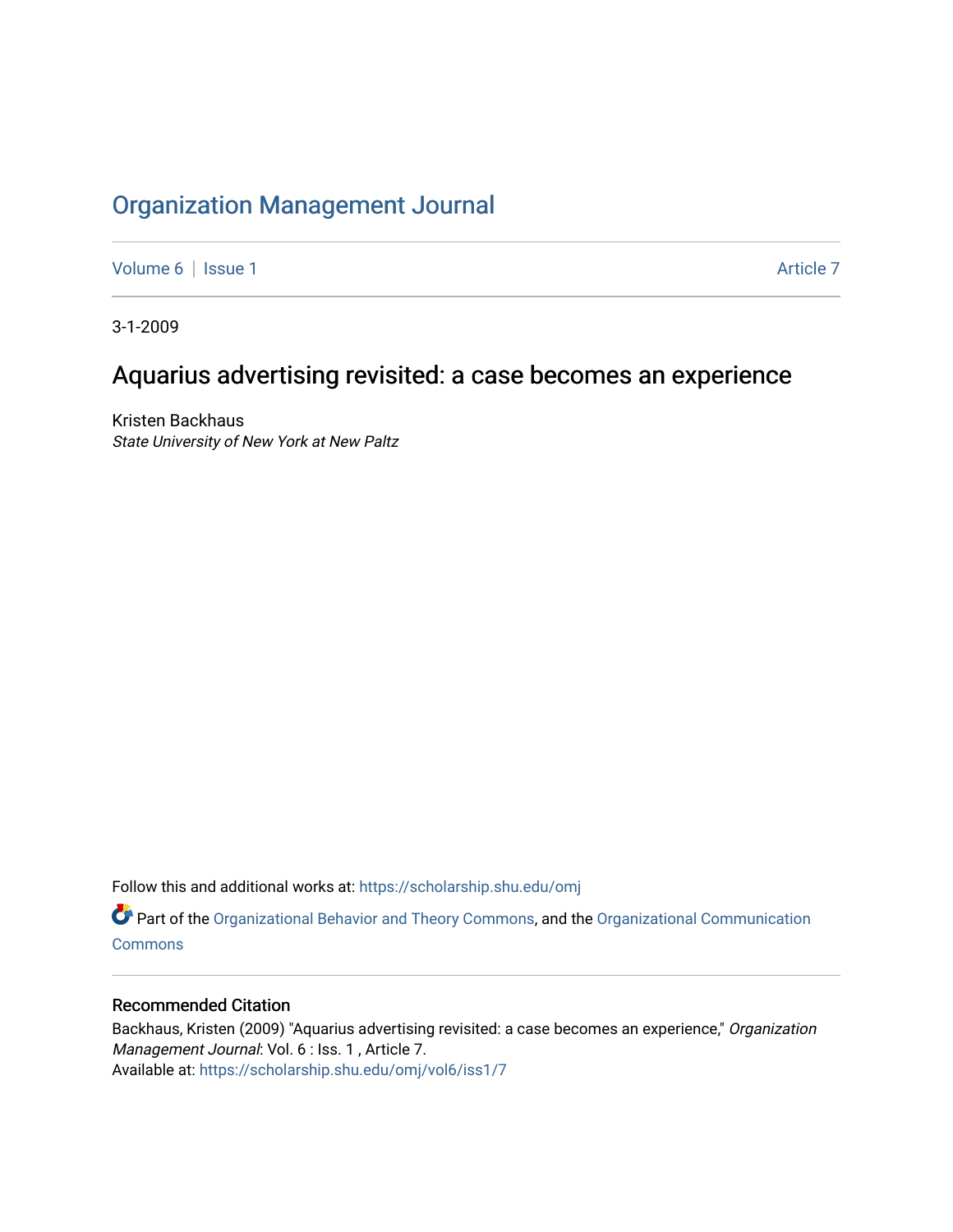# Organization Management Journal

Volume 6 | Issue 1 Article 7

3-1-2009

## Aquarius advertising revisited: a case becomes an experience

Kristen Backhaus
*State University of New York at New Paltz*

Follow this and additional works at: https://scholarship.shu.edu/omj

Part of the Organizational Behavior and Theory Commons, and the Organizational Communication Commons

### Recommended Citation

Backhaus, Kristen (2009) "Aquarius advertising revisited: a case becomes an experience," *Organization Management Journal*: Vol. 6 : Iss. 1 , Article 7.
Available at: https://scholarship.shu.edu/omj/vol6/iss1/7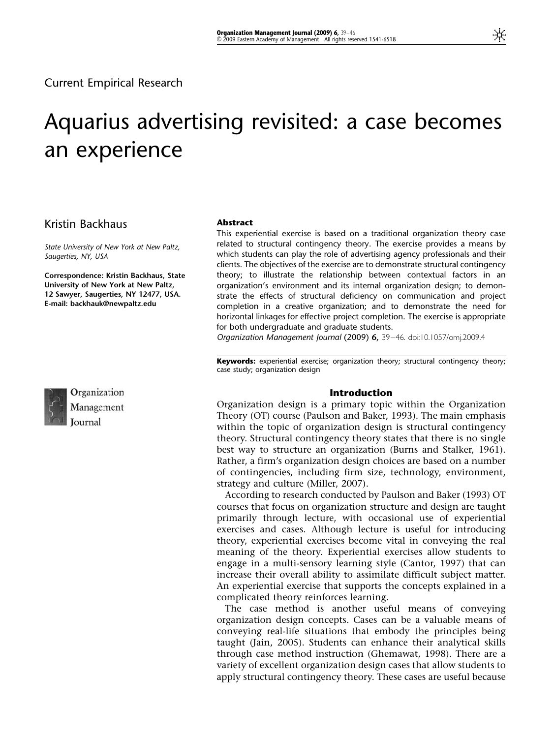Current Empirical Research

# Aquarius advertising revisited: a case becomes an experience

Kristin Backhaus

*State University of New York at New Paltz, Saugerties, NY, USA*

**Correspondence: Kristin Backhaus, State University of New York at New Paltz, 12 Sawyer, Saugerties, NY 12477, USA. E-mail: backhauk@newpaltz.edu**

**Abstract**

This experiential exercise is based on a traditional organization theory case related to structural contingency theory. The exercise provides a means by which students can play the role of advertising agency professionals and their clients. The objectives of the exercise are to demonstrate structural contingency theory; to illustrate the relationship between contextual factors in an organization's environment and its internal organization design; to demonstrate the effects of structural deficiency on communication and project completion in a creative organization; and to demonstrate the need for horizontal linkages for effective project completion. The exercise is appropriate for both undergraduate and graduate students.

*Organization Management Journal* (2009) **6,** 39–46. doi:10.1057/omj.2009.4

**Keywords:** experiential exercise; organization theory; structural contingency theory; case study; organization design

## Introduction

Organization design is a primary topic within the Organization Theory (OT) course (Paulson and Baker, 1993). The main emphasis within the topic of organization design is structural contingency theory. Structural contingency theory states that there is no single best way to structure an organization (Burns and Stalker, 1961). Rather, a firm's organization design choices are based on a number of contingencies, including firm size, technology, environment, strategy and culture (Miller, 2007).

According to research conducted by Paulson and Baker (1993) OT courses that focus on organization structure and design are taught primarily through lecture, with occasional use of experiential exercises and cases. Although lecture is useful for introducing theory, experiential exercises become vital in conveying the real meaning of the theory. Experiential exercises allow students to engage in a multi-sensory learning style (Cantor, 1997) that can increase their overall ability to assimilate difficult subject matter. An experiential exercise that supports the concepts explained in a complicated theory reinforces learning.

The case method is another useful means of conveying organization design concepts. Cases can be a valuable means of conveying real-life situations that embody the principles being taught (Jain, 2005). Students can enhance their analytical skills through case method instruction (Ghemawat, 1998). There are a variety of excellent organization design cases that allow students to apply structural contingency theory. These cases are useful because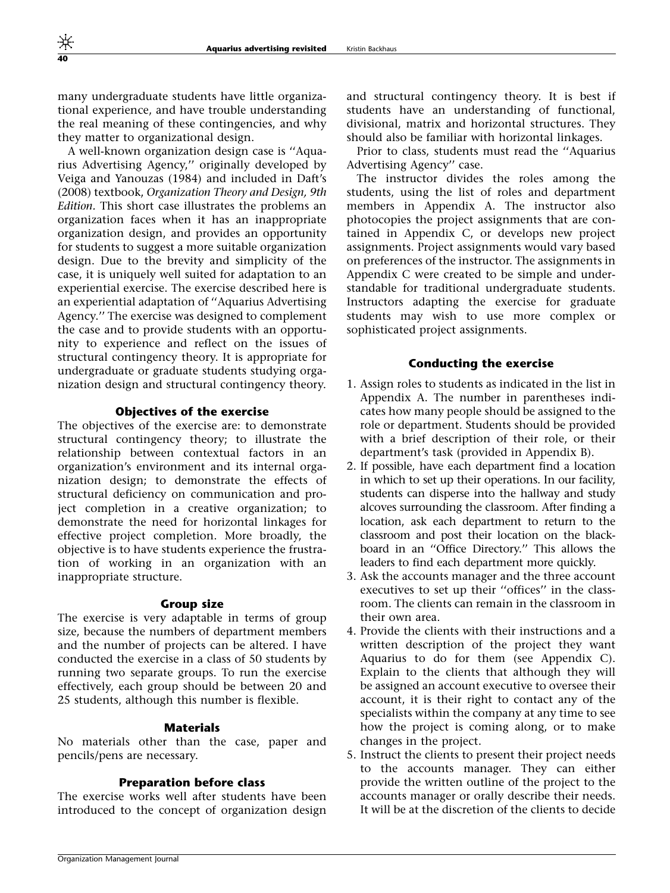many undergraduate students have little organizational experience, and have trouble understanding the real meaning of these contingencies, and why they matter to organizational design.

A well-known organization design case is "Aquarius Advertising Agency," originally developed by Veiga and Yanouzas (1984) and included in Daft's (2008) textbook, *Organization Theory and Design, 9th Edition*. This short case illustrates the problems an organization faces when it has an inappropriate organization design, and provides an opportunity for students to suggest a more suitable organization design. Due to the brevity and simplicity of the case, it is uniquely well suited for adaptation to an experiential exercise. The exercise described here is an experiential adaptation of "Aquarius Advertising Agency." The exercise was designed to complement the case and to provide students with an opportunity to experience and reflect on the issues of structural contingency theory. It is appropriate for undergraduate or graduate students studying organization design and structural contingency theory.

### Objectives of the exercise

The objectives of the exercise are: to demonstrate structural contingency theory; to illustrate the relationship between contextual factors in an organization's environment and its internal organization design; to demonstrate the effects of structural deficiency on communication and project completion in a creative organization; to demonstrate the need for horizontal linkages for effective project completion. More broadly, the objective is to have students experience the frustration of working in an organization with an inappropriate structure.

### Group size

The exercise is very adaptable in terms of group size, because the numbers of department members and the number of projects can be altered. I have conducted the exercise in a class of 50 students by running two separate groups. To run the exercise effectively, each group should be between 20 and 25 students, although this number is flexible.

### Materials

No materials other than the case, paper and pencils/pens are necessary.

### Preparation before class

The exercise works well after students have been introduced to the concept of organization design and structural contingency theory. It is best if students have an understanding of functional, divisional, matrix and horizontal structures. They should also be familiar with horizontal linkages.

Prior to class, students must read the "Aquarius Advertising Agency" case.

The instructor divides the roles among the students, using the list of roles and department members in Appendix A. The instructor also photocopies the project assignments that are contained in Appendix C, or develops new project assignments. Project assignments would vary based on preferences of the instructor. The assignments in Appendix C were created to be simple and understandable for traditional undergraduate students. Instructors adapting the exercise for graduate students may wish to use more complex or sophisticated project assignments.

### Conducting the exercise

1. Assign roles to students as indicated in the list in Appendix A. The number in parentheses indicates how many people should be assigned to the role or department. Students should be provided with a brief description of their role, or their department's task (provided in Appendix B).
2. If possible, have each department find a location in which to set up their operations. In our facility, students can disperse into the hallway and study alcoves surrounding the classroom. After finding a location, ask each department to return to the classroom and post their location on the blackboard in an "Office Directory." This allows the leaders to find each department more quickly.
3. Ask the accounts manager and the three account executives to set up their "offices" in the classroom. The clients can remain in the classroom in their own area.
4. Provide the clients with their instructions and a written description of the project they want Aquarius to do for them (see Appendix C). Explain to the clients that although they will be assigned an account executive to oversee their account, it is their right to contact any of the specialists within the company at any time to see how the project is coming along, or to make changes in the project.
5. Instruct the clients to present their project needs to the accounts manager. They can either provide the written outline of the project to the accounts manager or orally describe their needs. It will be at the discretion of the clients to decide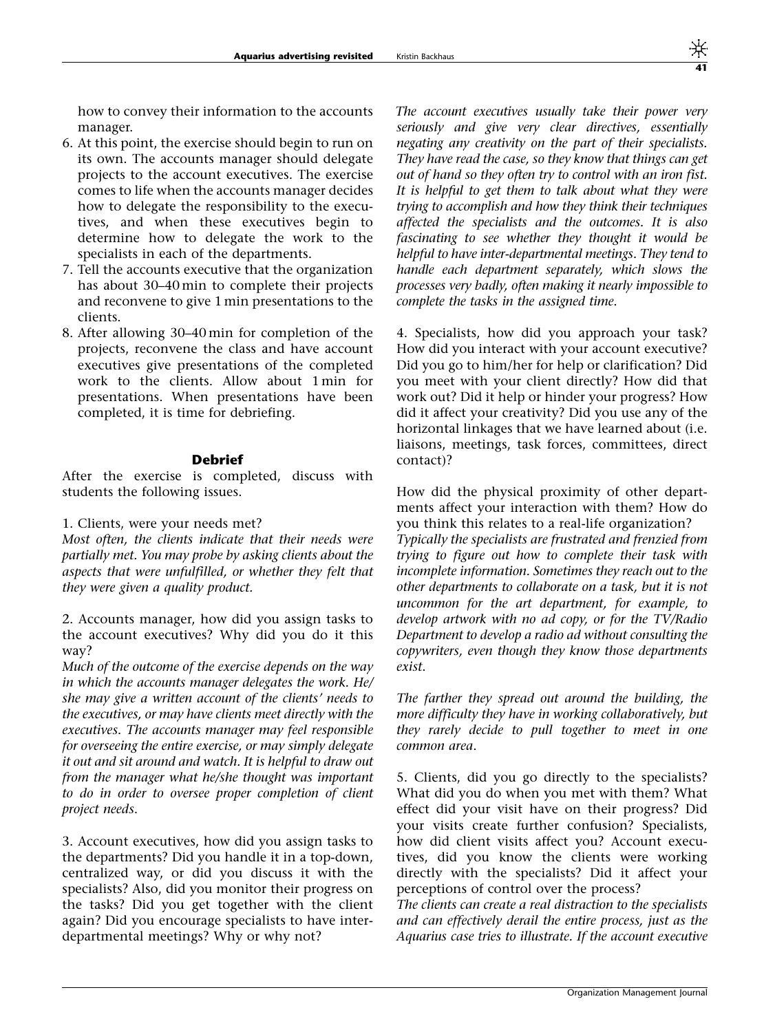how to convey their information to the accounts manager.

6. At this point, the exercise should begin to run on its own. The accounts manager should delegate projects to the account executives. The exercise comes to life when the accounts manager decides how to delegate the responsibility to the executives, and when these executives begin to determine how to delegate the work to the specialists in each of the departments.
7. Tell the accounts executive that the organization has about 30–40 min to complete their projects and reconvene to give 1 min presentations to the clients.
8. After allowing 30–40 min for completion of the projects, reconvene the class and have account executives give presentations of the completed work to the clients. Allow about 1 min for presentations. When presentations have been completed, it is time for debriefing.

## Debrief

After the exercise is completed, discuss with students the following issues.

1. Clients, were your needs met?
*Most often, the clients indicate that their needs were partially met. You may probe by asking clients about the aspects that were unfulfilled, or whether they felt that they were given a quality product.*

2. Accounts manager, how did you assign tasks to the account executives? Why did you do it this way?
*Much of the outcome of the exercise depends on the way in which the accounts manager delegates the work. He/she may give a written account of the clients' needs to the executives, or may have clients meet directly with the executives. The accounts manager may feel responsible for overseeing the entire exercise, or may simply delegate it out and sit around and watch. It is helpful to draw out from the manager what he/she thought was important to do in order to oversee proper completion of client project needs.*

3. Account executives, how did you assign tasks to the departments? Did you handle it in a top-down, centralized way, or did you discuss it with the specialists? Also, did you monitor their progress on the tasks? Did you get together with the client again? Did you encourage specialists to have inter-departmental meetings? Why or why not?
*The account executives usually take their power very seriously and give very clear directives, essentially negating any creativity on the part of their specialists. They have read the case, so they know that things can get out of hand so they often try to control with an iron fist. It is helpful to get them to talk about what they were trying to accomplish and how they think their techniques affected the specialists and the outcomes. It is also fascinating to see whether they thought it would be helpful to have inter-departmental meetings. They tend to handle each department separately, which slows the processes very badly, often making it nearly impossible to complete the tasks in the assigned time.*

4. Specialists, how did you approach your task? How did you interact with your account executive? Did you go to him/her for help or clarification? Did you meet with your client directly? How did that work out? Did it help or hinder your progress? How did it affect your creativity? Did you use any of the horizontal linkages that we have learned about (i.e. liaisons, meetings, task forces, committees, direct contact)?

How did the physical proximity of other departments affect your interaction with them? How do you think this relates to a real-life organization?
*Typically the specialists are frustrated and frenzied from trying to figure out how to complete their task with incomplete information. Sometimes they reach out to the other departments to collaborate on a task, but it is not uncommon for the art department, for example, to develop artwork with no ad copy, or for the TV/Radio Department to develop a radio ad without consulting the copywriters, even though they know those departments exist.*

*The farther they spread out around the building, the more difficulty they have in working collaboratively, but they rarely decide to pull together to meet in one common area.*

5. Clients, did you go directly to the specialists? What did you do when you met with them? What effect did your visit have on their progress? Did your visits create further confusion? Specialists, how did client visits affect you? Account executives, did you know the clients were working directly with the specialists? Did it affect your perceptions of control over the process?
*The clients can create a real distraction to the specialists and can effectively derail the entire process, just as the Aquarius case tries to illustrate. If the account executive*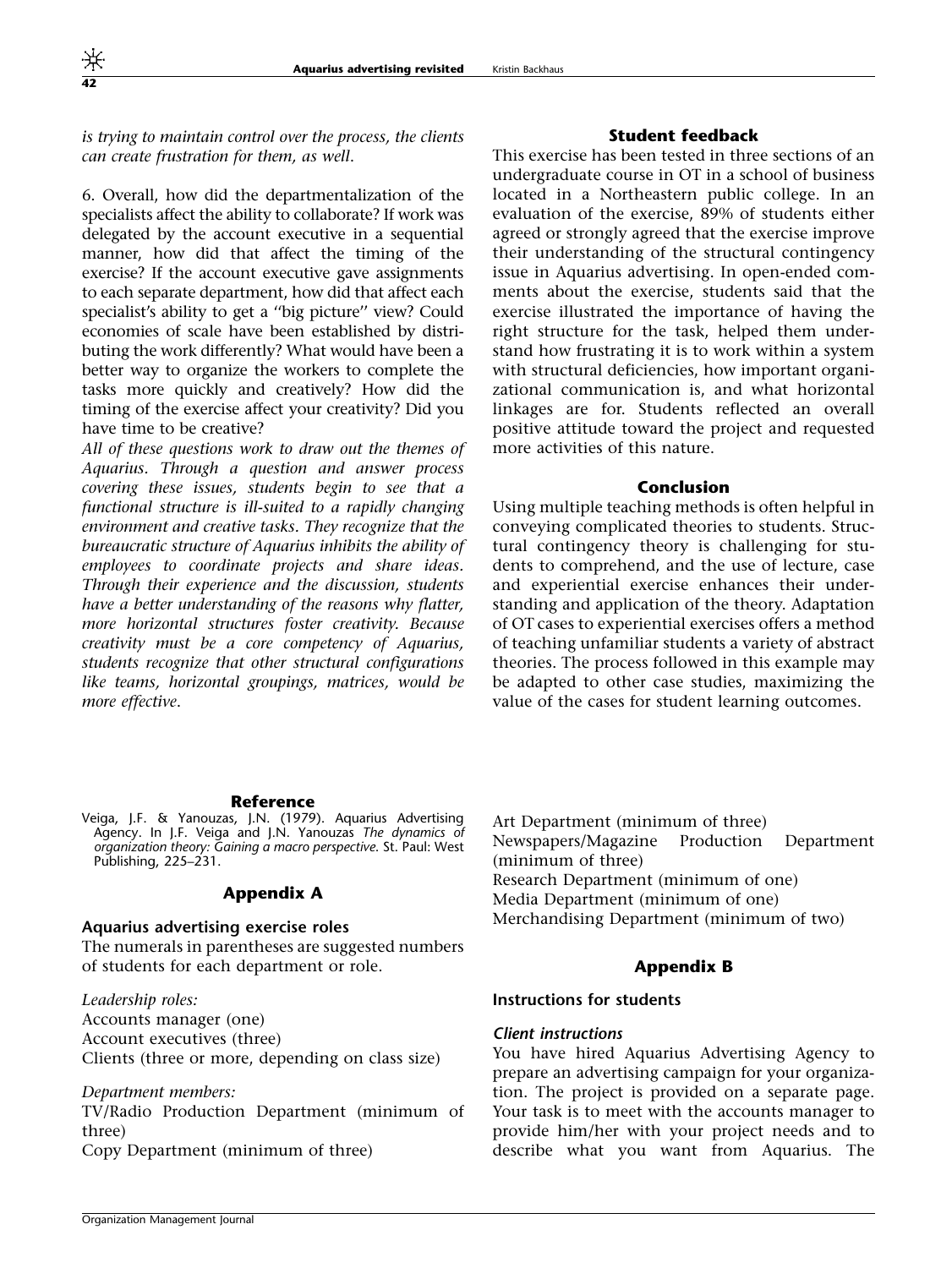*is trying to maintain control over the process, the clients can create frustration for them, as well.*

6. Overall, how did the departmentalization of the specialists affect the ability to collaborate? If work was delegated by the account executive in a sequential manner, how did that affect the timing of the exercise? If the account executive gave assignments to each separate department, how did that affect each specialist's ability to get a "big picture" view? Could economies of scale have been established by distributing the work differently? What would have been a better way to organize the workers to complete the tasks more quickly and creatively? How did the timing of the exercise affect your creativity? Did you have time to be creative?

*All of these questions work to draw out the themes of Aquarius. Through a question and answer process covering these issues, students begin to see that a functional structure is ill-suited to a rapidly changing environment and creative tasks. They recognize that the bureaucratic structure of Aquarius inhibits the ability of employees to coordinate projects and share ideas. Through their experience and the discussion, students have a better understanding of the reasons why flatter, more horizontal structures foster creativity. Because creativity must be a core competency of Aquarius, students recognize that other structural configurations like teams, horizontal groupings, matrices, would be more effective.*

## Student feedback

This exercise has been tested in three sections of an undergraduate course in OT in a school of business located in a Northeastern public college. In an evaluation of the exercise, 89% of students either agreed or strongly agreed that the exercise improve their understanding of the structural contingency issue in Aquarius advertising. In open-ended comments about the exercise, students said that the exercise illustrated the importance of having the right structure for the task, helped them understand how frustrating it is to work within a system with structural deficiencies, how important organizational communication is, and what horizontal linkages are for. Students reflected an overall positive attitude toward the project and requested more activities of this nature.

## Conclusion

Using multiple teaching methods is often helpful in conveying complicated theories to students. Structural contingency theory is challenging for students to comprehend, and the use of lecture, case and experiential exercise enhances their understanding and application of the theory. Adaptation of OT cases to experiential exercises offers a method of teaching unfamiliar students a variety of abstract theories. The process followed in this example may be adapted to other case studies, maximizing the value of the cases for student learning outcomes.

## Reference

Veiga, J.F. & Yanouzas, J.N. (1979). Aquarius Advertising Agency. In J.F. Veiga and J.N. Yanouzas *The dynamics of organization theory: Gaining a macro perspective.* St. Paul: West Publishing, 225–231.

## Appendix A

### Aquarius advertising exercise roles

The numerals in parentheses are suggested numbers of students for each department or role.

*Leadership roles:*
Accounts manager (one)
Account executives (three)
Clients (three or more, depending on class size)

*Department members:*
TV/Radio Production Department (minimum of three)
Copy Department (minimum of three)
Art Department (minimum of three)
Newspapers/Magazine Production Department (minimum of three)
Research Department (minimum of one)
Media Department (minimum of one)
Merchandising Department (minimum of two)

## Appendix B

### Instructions for students

#### *Client instructions*

You have hired Aquarius Advertising Agency to prepare an advertising campaign for your organization. The project is provided on a separate page. Your task is to meet with the accounts manager to provide him/her with your project needs and to describe what you want from Aquarius. The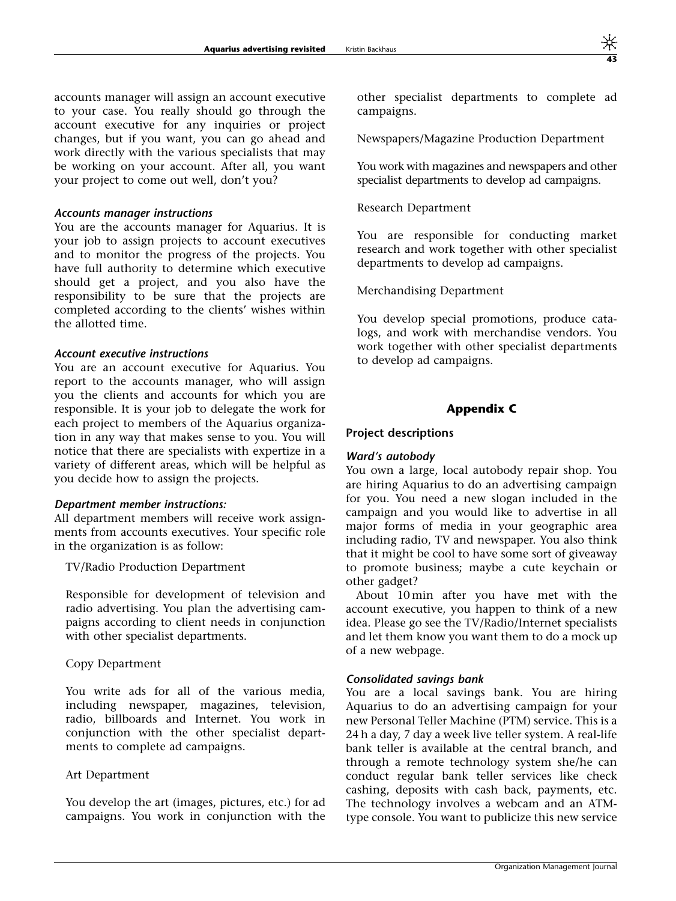accounts manager will assign an account executive to your case. You really should go through the account executive for any inquiries or project changes, but if you want, you can go ahead and work directly with the various specialists that may be working on your account. After all, you want your project to come out well, don't you?

#### *Accounts manager instructions*

You are the accounts manager for Aquarius. It is your job to assign projects to account executives and to monitor the progress of the projects. You have full authority to determine which executive should get a project, and you also have the responsibility to be sure that the projects are completed according to the clients' wishes within the allotted time.

#### *Account executive instructions*

You are an account executive for Aquarius. You report to the accounts manager, who will assign you the clients and accounts for which you are responsible. It is your job to delegate the work for each project to members of the Aquarius organization in any way that makes sense to you. You will notice that there are specialists with expertize in a variety of different areas, which will be helpful as you decide how to assign the projects.

#### *Department member instructions:*

All department members will receive work assignments from accounts executives. Your specific role in the organization is as follow:

TV/Radio Production Department

Responsible for development of television and radio advertising. You plan the advertising campaigns according to client needs in conjunction with other specialist departments.

Copy Department

You write ads for all of the various media, including newspaper, magazines, television, radio, billboards and Internet. You work in conjunction with the other specialist departments to complete ad campaigns.

Art Department

You develop the art (images, pictures, etc.) for ad campaigns. You work in conjunction with the other specialist departments to complete ad campaigns.

Newspapers/Magazine Production Department

You work with magazines and newspapers and other specialist departments to develop ad campaigns.

Research Department

You are responsible for conducting market research and work together with other specialist departments to develop ad campaigns.

Merchandising Department

You develop special promotions, produce catalogs, and work with merchandise vendors. You work together with other specialist departments to develop ad campaigns.

## Appendix C

### Project descriptions

#### *Ward's autobody*

You own a large, local autobody repair shop. You are hiring Aquarius to do an advertising campaign for you. You need a new slogan included in the campaign and you would like to advertise in all major forms of media in your geographic area including radio, TV and newspaper. You also think that it might be cool to have some sort of giveaway to promote business; maybe a cute keychain or other gadget?

About 10 min after you have met with the account executive, you happen to think of a new idea. Please go see the TV/Radio/Internet specialists and let them know you want them to do a mock up of a new webpage.

#### *Consolidated savings bank*

You are a local savings bank. You are hiring Aquarius to do an advertising campaign for your new Personal Teller Machine (PTM) service. This is a 24 h a day, 7 day a week live teller system. A real-life bank teller is available at the central branch, and through a remote technology system she/he can conduct regular bank teller services like check cashing, deposits with cash back, payments, etc. The technology involves a webcam and an ATM-type console. You want to publicize this new service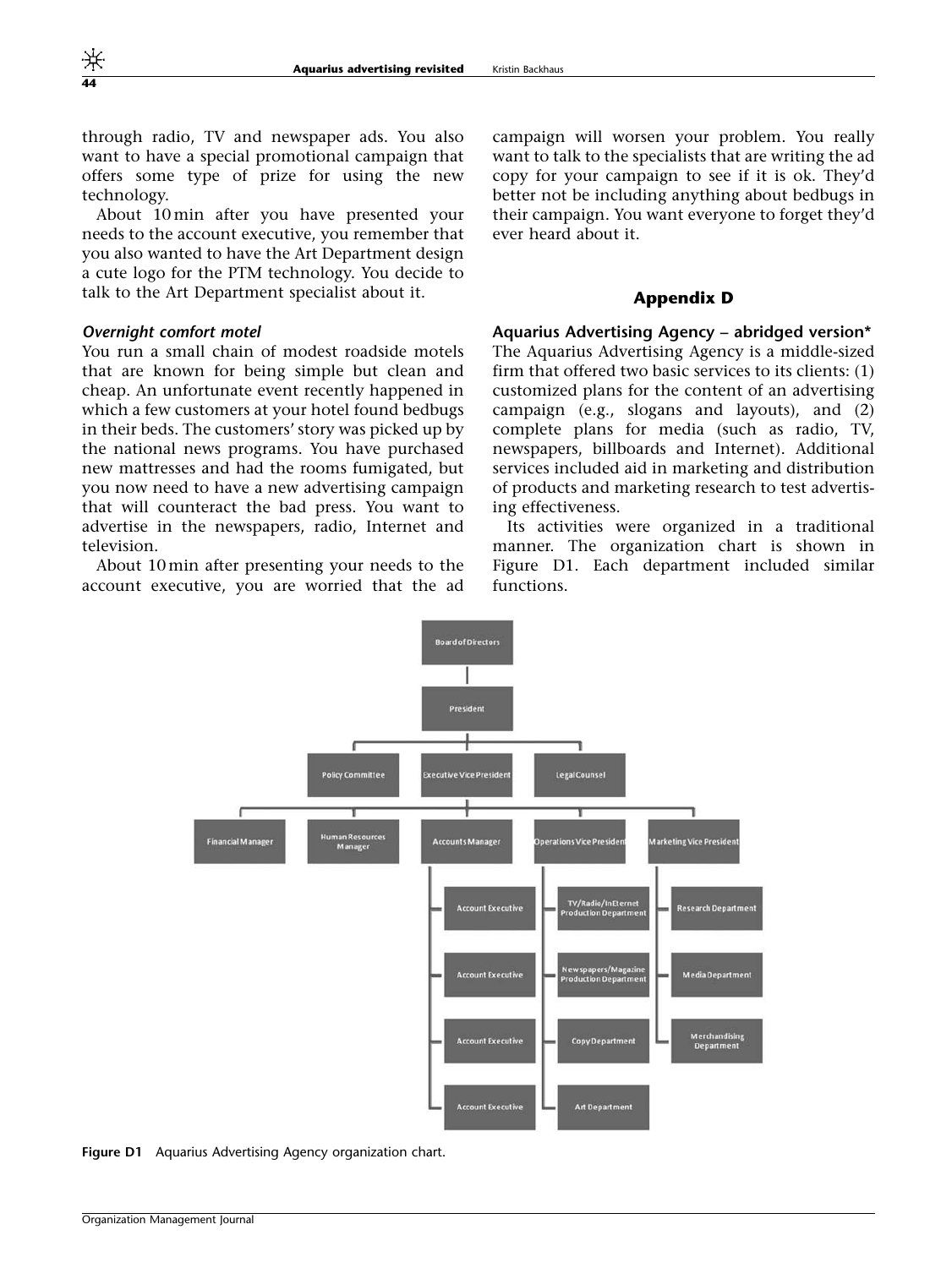through radio, TV and newspaper ads. You also want to have a special promotional campaign that offers some type of prize for using the new technology.

About 10 min after you have presented your needs to the account executive, you remember that you also wanted to have the Art Department design a cute logo for the PTM technology. You decide to talk to the Art Department specialist about it.

***Overnight comfort motel***

You run a small chain of modest roadside motels that are known for being simple but clean and cheap. An unfortunate event recently happened in which a few customers at your hotel found bedbugs in their beds. The customers' story was picked up by the national news programs. You have purchased new mattresses and had the rooms fumigated, but you now need to have a new advertising campaign that will counteract the bad press. You want to advertise in the newspapers, radio, Internet and television.

About 10 min after presenting your needs to the account executive, you are worried that the ad campaign will worsen your problem. You really want to talk to the specialists that are writing the ad copy for your campaign to see if it is ok. They'd better not be including anything about bedbugs in their campaign. You want everyone to forget they'd ever heard about it.

## Appendix D

**Aquarius Advertising Agency – abridged version***

The Aquarius Advertising Agency is a middle-sized firm that offered two basic services to its clients: (1) customized plans for the content of an advertising campaign (e.g., slogans and layouts), and (2) complete plans for media (such as radio, TV, newspapers, billboards and Internet). Additional services included aid in marketing and distribution of products and marketing research to test advertising effectiveness.

Its activities were organized in a traditional manner. The organization chart is shown in Figure D1. Each department included similar functions.

Board of Directors
- President
  - Policy Committee
  - Executive Vice President
    - Financial Manager
    - Human Resources Manager
    - Accounts Manager
      - Account Executive
      - Account Executive
      - Account Executive
      - Account Executive
    - Operations Vice President
      - TV/Radio/InEternet Production Department
      - Newspapers/Magazine Production Department
      - Copy Department
      - Art Department
    - Marketing Vice President
      - Research Department
      - Media Department
      - Merchandising Department
  - Legal Counsel

**Figure D1** Aquarius Advertising Agency organization chart.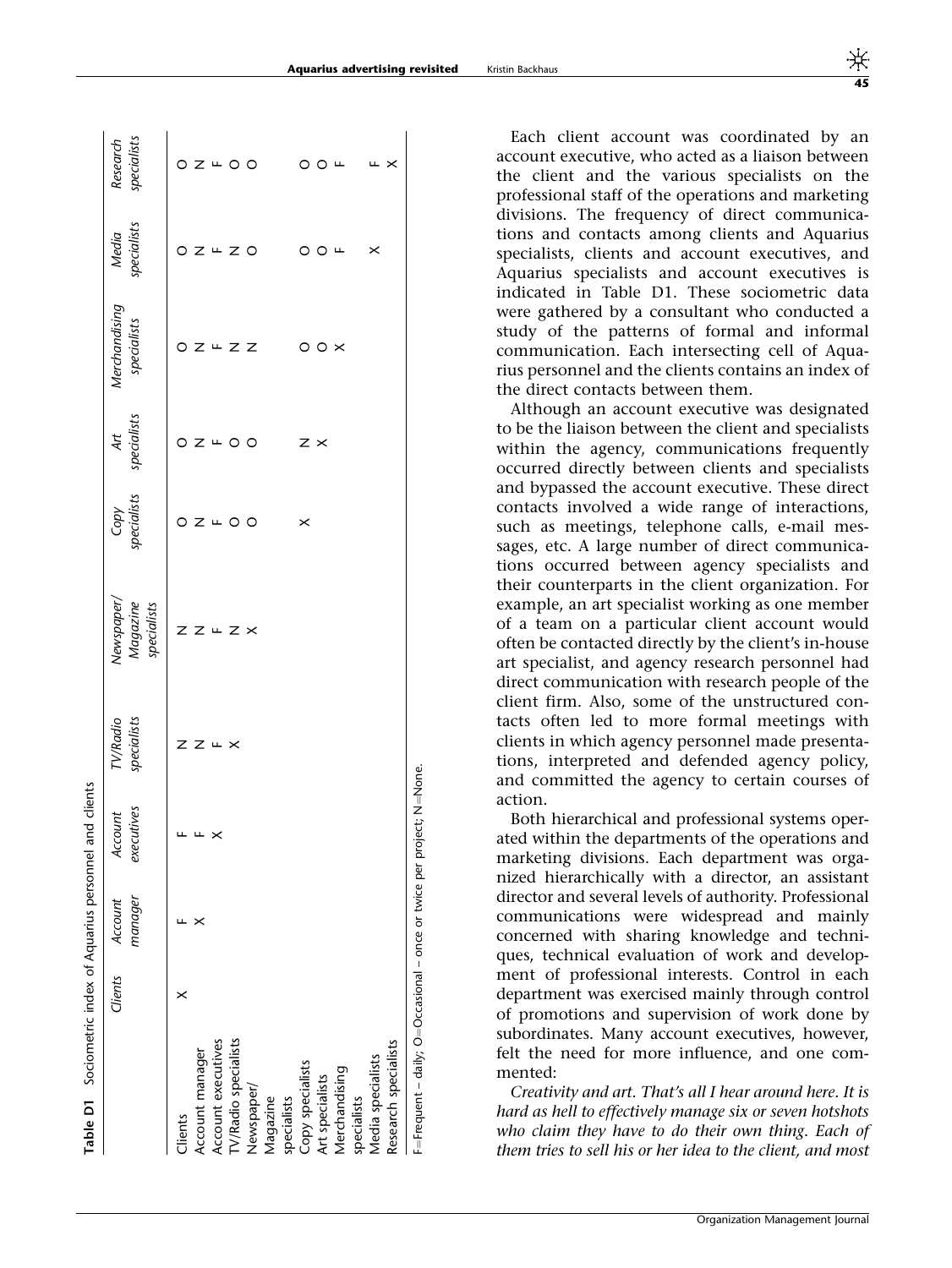**Table D1** Sociometric index of Aquarius personnel and clients

| | Clients | Account manager | Account executives | TV/Radio specialists | Newspaper/ Magazine specialists | Copy specialists | Art specialists | Merchandising specialists | Media specialists | Research specialists |
|---|---|---|---|---|---|---|---|---|---|---|
| Clients | X | F | F | N | N | O | O | O | O | O |
| Account manager | | X | F | N | N | N | N | N | N | N |
| Account executives | | | X | F | F | F | F | F | F | F |
| TV/Radio specialists | | | | X | N | O | O | N | N | O |
| Newspaper/ Magazine specialists | | | | | X | O | O | N | O | O |
| Copy specialists | | | | | | X | N | O | O | O |
| Art specialists | | | | | | | X | O | O | O |
| Merchandising specialists | | | | | | | | X | F | F |
| Media specialists | | | | | | | | | X | F |
| Research specialists | | | | | | | | | | X |

F=Frequent – daily; O=Occasional – once or twice per project; N=None.

Each client account was coordinated by an account executive, who acted as a liaison between the client and the various specialists on the professional staff of the operations and marketing divisions. The frequency of direct communications and contacts among clients and Aquarius specialists, clients and account executives, and Aquarius specialists and account executives is indicated in Table D1. These sociometric data were gathered by a consultant who conducted a study of the patterns of formal and informal communication. Each intersecting cell of Aquarius personnel and the clients contains an index of the direct contacts between them.

Although an account executive was designated to be the liaison between the client and specialists within the agency, communications frequently occurred directly between clients and specialists and bypassed the account executive. These direct contacts involved a wide range of interactions, such as meetings, telephone calls, e-mail messages, etc. A large number of direct communications occurred between agency specialists and their counterparts in the client organization. For example, an art specialist working as one member of a team on a particular client account would often be contacted directly by the client's in-house art specialist, and agency research personnel had direct communication with research people of the client firm. Also, some of the unstructured contacts often led to more formal meetings with clients in which agency personnel made presentations, interpreted and defended agency policy, and committed the agency to certain courses of action.

Both hierarchical and professional systems operated within the departments of the operations and marketing divisions. Each department was organized hierarchically with a director, an assistant director and several levels of authority. Professional communications were widespread and mainly concerned with sharing knowledge and techniques, technical evaluation of work and development of professional interests. Control in each department was exercised mainly through control of promotions and supervision of work done by subordinates. Many account executives, however, felt the need for more influence, and one commented:

*Creativity and art. That's all I hear around here. It is hard as hell to effectively manage six or seven hotshots who claim they have to do their own thing. Each of them tries to sell his or her idea to the client, and most*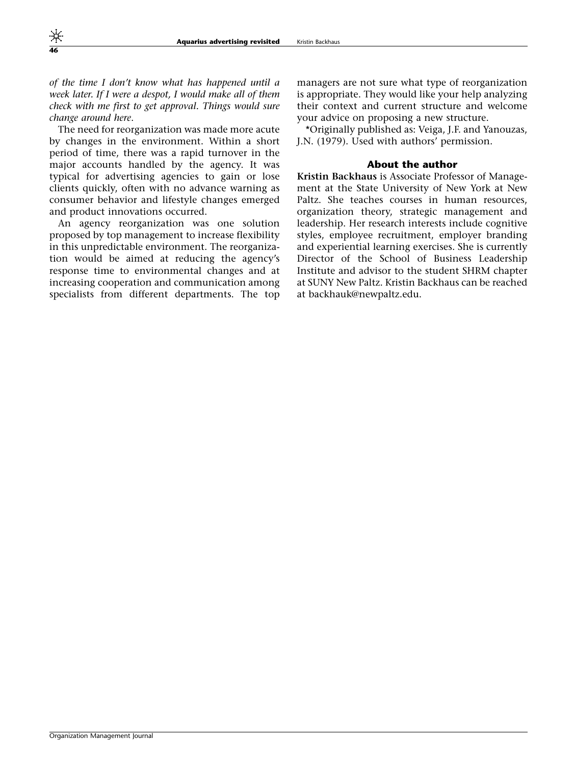*of the time I don't know what has happened until a week later. If I were a despot, I would make all of them check with me first to get approval. Things would sure change around here.*

The need for reorganization was made more acute by changes in the environment. Within a short period of time, there was a rapid turnover in the major accounts handled by the agency. It was typical for advertising agencies to gain or lose clients quickly, often with no advance warning as consumer behavior and lifestyle changes emerged and product innovations occurred.

An agency reorganization was one solution proposed by top management to increase flexibility in this unpredictable environment. The reorganization would be aimed at reducing the agency's response time to environmental changes and at increasing cooperation and communication among specialists from different departments. The top managers are not sure what type of reorganization is appropriate. They would like your help analyzing their context and current structure and welcome your advice on proposing a new structure.

*Originally published as: Veiga, J.F. and Yanouzas, J.N. (1979). Used with authors' permission.

## About the author

**Kristin Backhaus** is Associate Professor of Management at the State University of New York at New Paltz. She teaches courses in human resources, organization theory, strategic management and leadership. Her research interests include cognitive styles, employee recruitment, employer branding and experiential learning exercises. She is currently Director of the School of Business Leadership Institute and advisor to the student SHRM chapter at SUNY New Paltz. Kristin Backhaus can be reached at backhauk@newpaltz.edu.